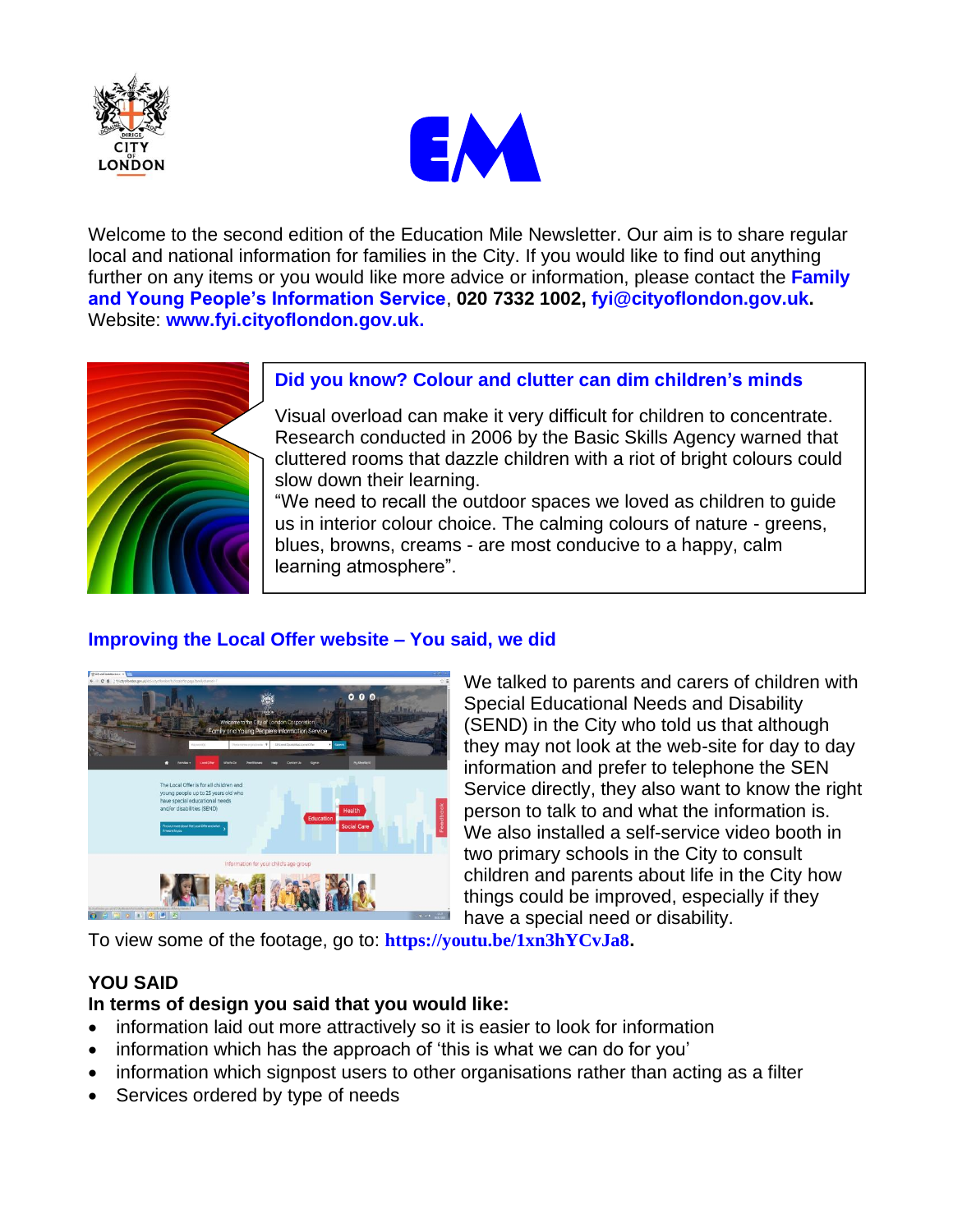Welcome to the second edition of the Education Mile Newsletter. Our aim is to share regular local and national information for families in the City. If you would like to find out anything further on any items or you would like more advice or information, please contact the **Family and Young People's Information Service**, **020 7332 1002, fyi@cityoflondon.gov.uk.** Website: **www.fyi.cityoflondon.gov.uk.**

### Did you know? Colour and clutter can dim children's minds

Visual overload can make it very difficult for children to concentrate. Research conducted in 2006 by the Basic Skills Agency warned that cluttered rooms that dazzle children with a riot of bright colours could slow down their learning.
"We need to recall the outdoor spaces we loved as children to guide us in interior colour choice. The calming colours of nature - greens, blues, browns, creams - are most conducive to a happy, calm learning atmosphere".

### Improving the Local Offer website – You said, we did

We talked to parents and carers of children with Special Educational Needs and Disability (SEND) in the City who told us that although they may not look at the web-site for day to day information and prefer to telephone the SEN Service directly, they also want to know the right person to talk to and what the information is. We also installed a self-service video booth in two primary schools in the City to consult children and parents about life in the City how things could be improved, especially if they have a special need or disability.
To view some of the footage, go to: **https://youtu.be/1xn3hYCvJa8.**

**YOU SAID**

**In terms of design you said that you would like:**

- information laid out more attractively so it is easier to look for information
- information which has the approach of 'this is what we can do for you'
- information which signpost users to other organisations rather than acting as a filter
- Services ordered by type of needs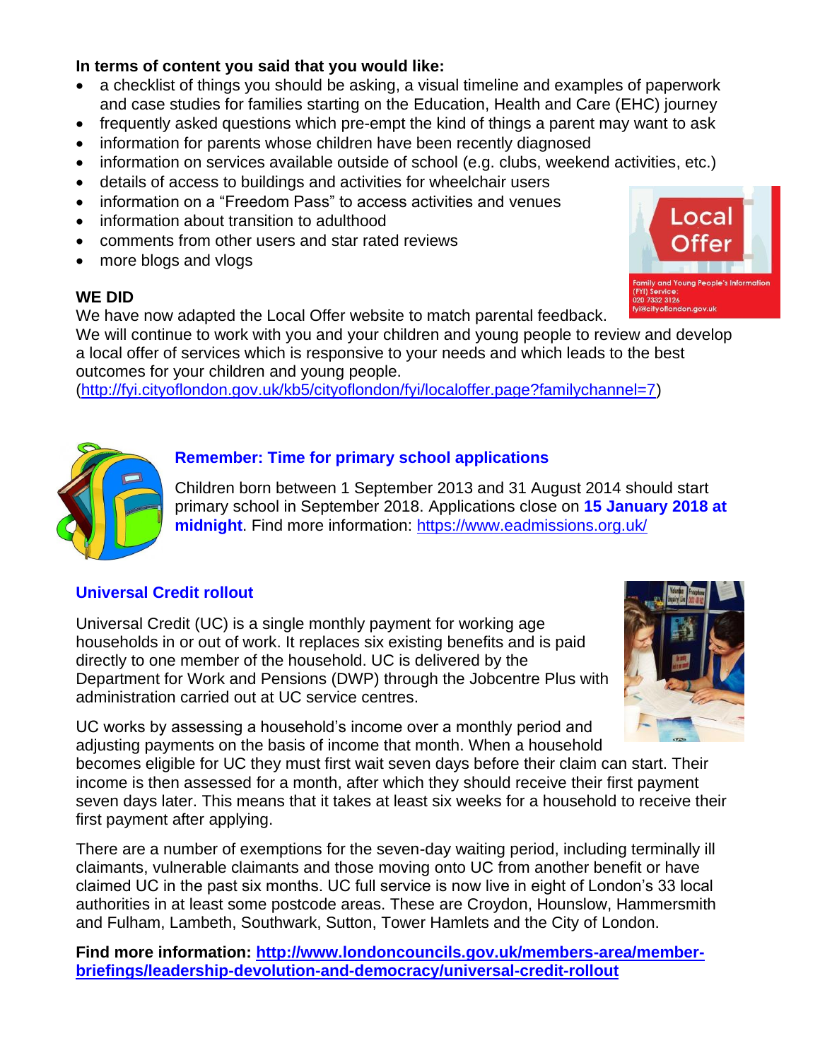**In terms of content you said that you would like:**

- a checklist of things you should be asking, a visual timeline and examples of paperwork and case studies for families starting on the Education, Health and Care (EHC) journey
- frequently asked questions which pre-empt the kind of things a parent may want to ask
- information for parents whose children have been recently diagnosed
- information on services available outside of school (e.g. clubs, weekend activities, etc.)
- details of access to buildings and activities for wheelchair users
- information on a "Freedom Pass" to access activities and venues
- information about transition to adulthood
- comments from other users and star rated reviews
- more blogs and vlogs

**WE DID**

We have now adapted the Local Offer website to match parental feedback. We will continue to work with you and your children and young people to review and develop a local offer of services which is responsive to your needs and which leads to the best outcomes for your children and young people. (http://fyi.cityoflondon.gov.uk/kb5/cityoflondon/fyi/localoffer.page?familychannel=7)

## Remember: Time for primary school applications

Children born between 1 September 2013 and 31 August 2014 should start primary school in September 2018. Applications close on **15 January 2018 at midnight**. Find more information: https://www.eadmissions.org.uk/

## Universal Credit rollout

Universal Credit (UC) is a single monthly payment for working age households in or out of work. It replaces six existing benefits and is paid directly to one member of the household. UC is delivered by the Department for Work and Pensions (DWP) through the Jobcentre Plus with administration carried out at UC service centres.

UC works by assessing a household's income over a monthly period and adjusting payments on the basis of income that month. When a household becomes eligible for UC they must first wait seven days before their claim can start. Their income is then assessed for a month, after which they should receive their first payment seven days later. This means that it takes at least six weeks for a household to receive their first payment after applying.

There are a number of exemptions for the seven-day waiting period, including terminally ill claimants, vulnerable claimants and those moving onto UC from another benefit or have claimed UC in the past six months. UC full service is now live in eight of London's 33 local authorities in at least some postcode areas. These are Croydon, Hounslow, Hammersmith and Fulham, Lambeth, Southwark, Sutton, Tower Hamlets and the City of London.

**Find more information: http://www.londoncouncils.gov.uk/members-area/member-briefings/leadership-devolution-and-democracy/universal-credit-rollout**